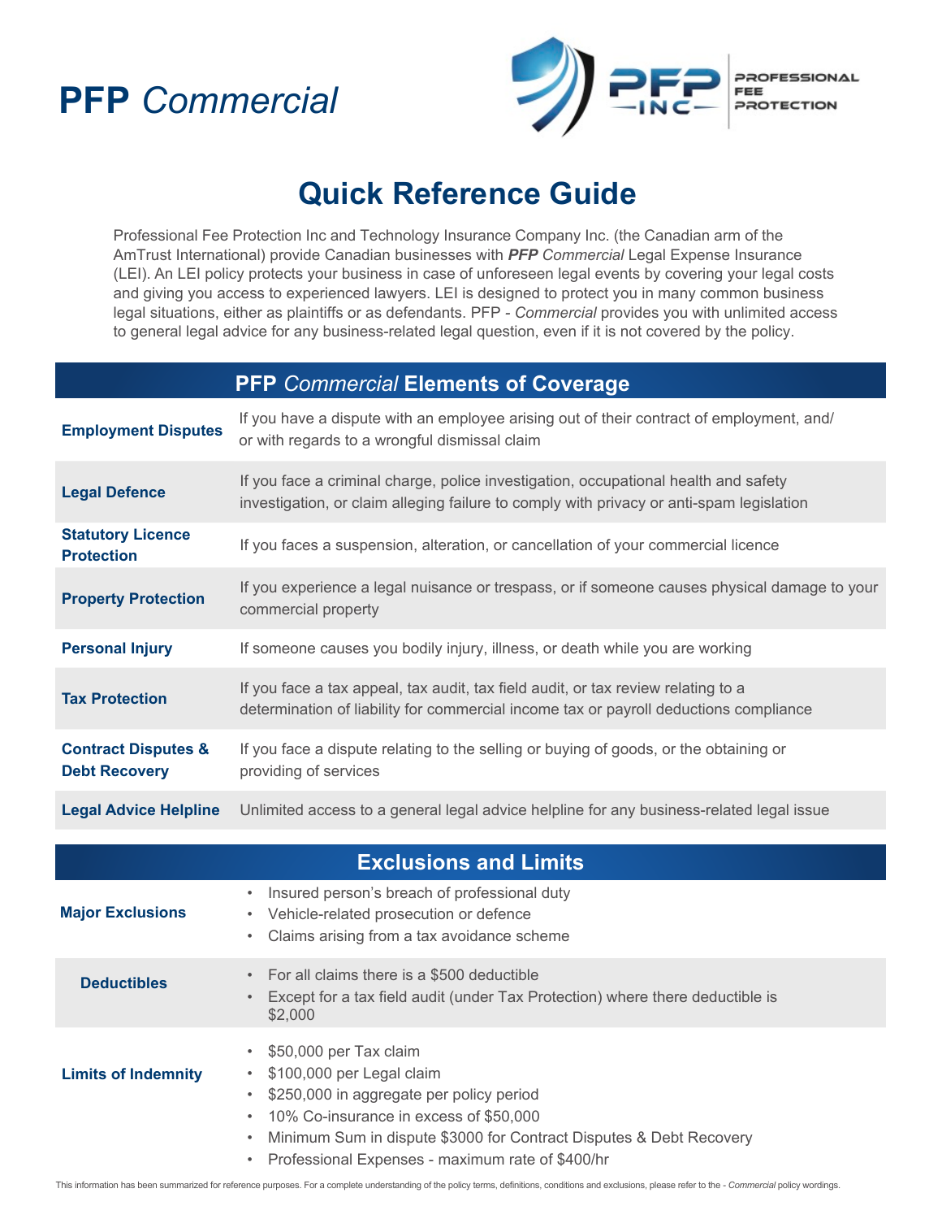# PFP *Commercial*

PROFESSIONAL FEE PROTECTION

## Quick Reference Guide

Professional Fee Protection Inc and Technology Insurance Company Inc. (the Canadian arm of the AmTrust International) provide Canadian businesses with ***PFP*** *Commercial* Legal Expense Insurance (LEI). An LEI policy protects your business in case of unforeseen legal events by covering your legal costs and giving you access to experienced lawyers. LEI is designed to protect you in many common business legal situations, either as plaintiffs or as defendants. PFP - *Commercial* provides you with unlimited access to general legal advice for any business-related legal question, even if it is not covered by the policy.

| PFP *Commercial* Elements of Coverage | |
|---|---|
| **Employment Disputes** | If you have a dispute with an employee arising out of their contract of employment, and/or with regards to a wrongful dismissal claim |
| **Legal Defence** | If you face a criminal charge, police investigation, occupational health and safety investigation, or claim alleging failure to comply with privacy or anti-spam legislation |
| **Statutory Licence Protection** | If you faces a suspension, alteration, or cancellation of your commercial licence |
| **Property Protection** | If you experience a legal nuisance or trespass, or if someone causes physical damage to your commercial property |
| **Personal Injury** | If someone causes you bodily injury, illness, or death while you are working |
| **Tax Protection** | If you face a tax appeal, tax audit, tax field audit, or tax review relating to a determination of liability for commercial income tax or payroll deductions compliance |
| **Contract Disputes & Debt Recovery** | If you face a dispute relating to the selling or buying of goods, or the obtaining or providing of services |
| **Legal Advice Helpline** | Unlimited access to a general legal advice helpline for any business-related legal issue |

| Exclusions and Limits | |
|---|---|
| **Major Exclusions** | • Insured person's breach of professional duty<br>• Vehicle-related prosecution or defence<br>• Claims arising from a tax avoidance scheme |
| **Deductibles** | • For all claims there is a $500 deductible<br>• Except for a tax field audit (under Tax Protection) where there deductible is $2,000 |
| **Limits of Indemnity** | • $50,000 per Tax claim<br>• $100,000 per Legal claim<br>• $250,000 in aggregate per policy period<br>• 10% Co-insurance in excess of $50,000<br>• Minimum Sum in dispute $3000 for Contract Disputes & Debt Recovery<br>• Professional Expenses - maximum rate of $400/hr |

This information has been summarized for reference purposes. For a complete understanding of the policy terms, definitions, conditions and exclusions, please refer to the - *Commercial* policy wordings.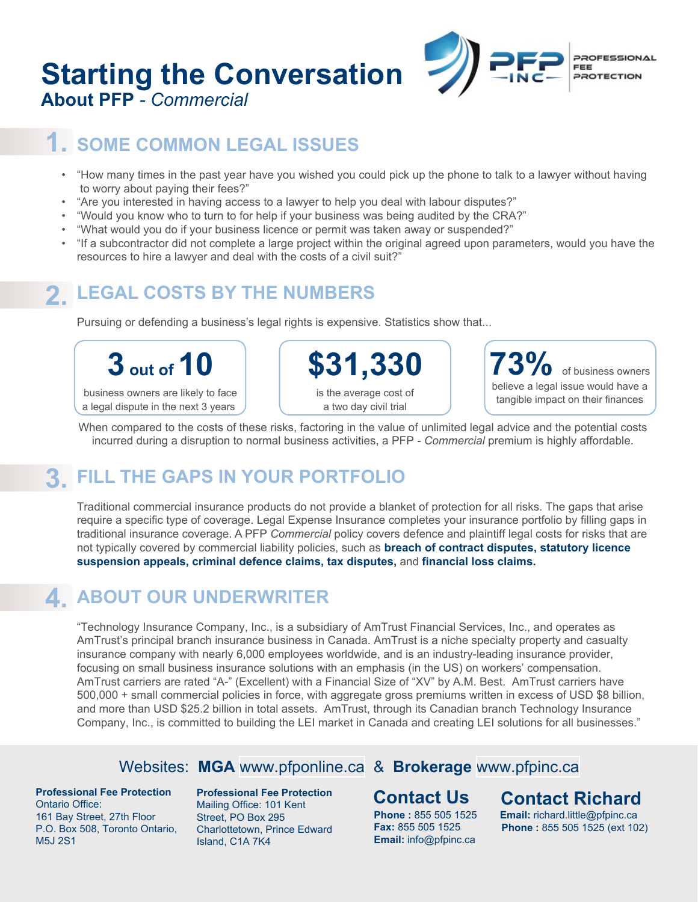# Starting the Conversation

**About PFP** - *Commercial*

PROFESSIONAL FEE PROTECTION

## 1. SOME COMMON LEGAL ISSUES

- "How many times in the past year have you wished you could pick up the phone to talk to a lawyer without having to worry about paying their fees?"
- "Are you interested in having access to a lawyer to help you deal with labour disputes?"
- "Would you know who to turn to for help if your business was being audited by the CRA?"
- "What would you do if your business licence or permit was taken away or suspended?"
- "If a subcontractor did not complete a large project within the original agreed upon parameters, would you have the resources to hire a lawyer and deal with the costs of a civil suit?"

## 2. LEGAL COSTS BY THE NUMBERS

Pursuing or defending a business's legal rights is expensive. Statistics show that...

**3 out of 10** business owners are likely to face a legal dispute in the next 3 years

**$31,330** is the average cost of a two day civil trial

**73%** of business owners believe a legal issue would have a tangible impact on their finances

When compared to the costs of these risks, factoring in the value of unlimited legal advice and the potential costs incurred during a disruption to normal business activities, a PFP - *Commercial* premium is highly affordable.

## 3. FILL THE GAPS IN YOUR PORTFOLIO

Traditional commercial insurance products do not provide a blanket of protection for all risks. The gaps that arise require a specific type of coverage. Legal Expense Insurance completes your insurance portfolio by filling gaps in traditional insurance coverage. A PFP *Commercial* policy covers defence and plaintiff legal costs for risks that are not typically covered by commercial liability policies, such as **breach of contract disputes, statutory licence suspension appeals, criminal defence claims, tax disputes,** and **financial loss claims.**

## 4. ABOUT OUR UNDERWRITER

"Technology Insurance Company, Inc., is a subsidiary of AmTrust Financial Services, Inc., and operates as AmTrust's principal branch insurance business in Canada. AmTrust is a niche specialty property and casualty insurance company with nearly 6,000 employees worldwide, and is an industry-leading insurance provider, focusing on small business insurance solutions with an emphasis (in the US) on workers' compensation. AmTrust carriers are rated "A-" (Excellent) with a Financial Size of "XV" by A.M. Best. AmTrust carriers have 500,000 + small commercial policies in force, with aggregate gross premiums written in excess of USD $8 billion, and more than USD $25.2 billion in total assets. AmTrust, through its Canadian branch Technology Insurance Company, Inc., is committed to building the LEI market in Canada and creating LEI solutions for all businesses."

Websites: **MGA** www.pfponline.ca & **Brokerage** www.pfpinc.ca

**Professional Fee Protection**
Ontario Office:
161 Bay Street, 27th Floor
P.O. Box 508, Toronto Ontario, M5J 2S1

**Professional Fee Protection**
Mailing Office: 101 Kent Street, PO Box 295
Charlottetown, Prince Edward Island, C1A 7K4

**Contact Us**
**Phone :** 855 505 1525
**Fax:** 855 505 1525
**Email:** info@pfpinc.ca

**Contact Richard**
**Email:** richard.little@pfpinc.ca
**Phone :** 855 505 1525 (ext 102)